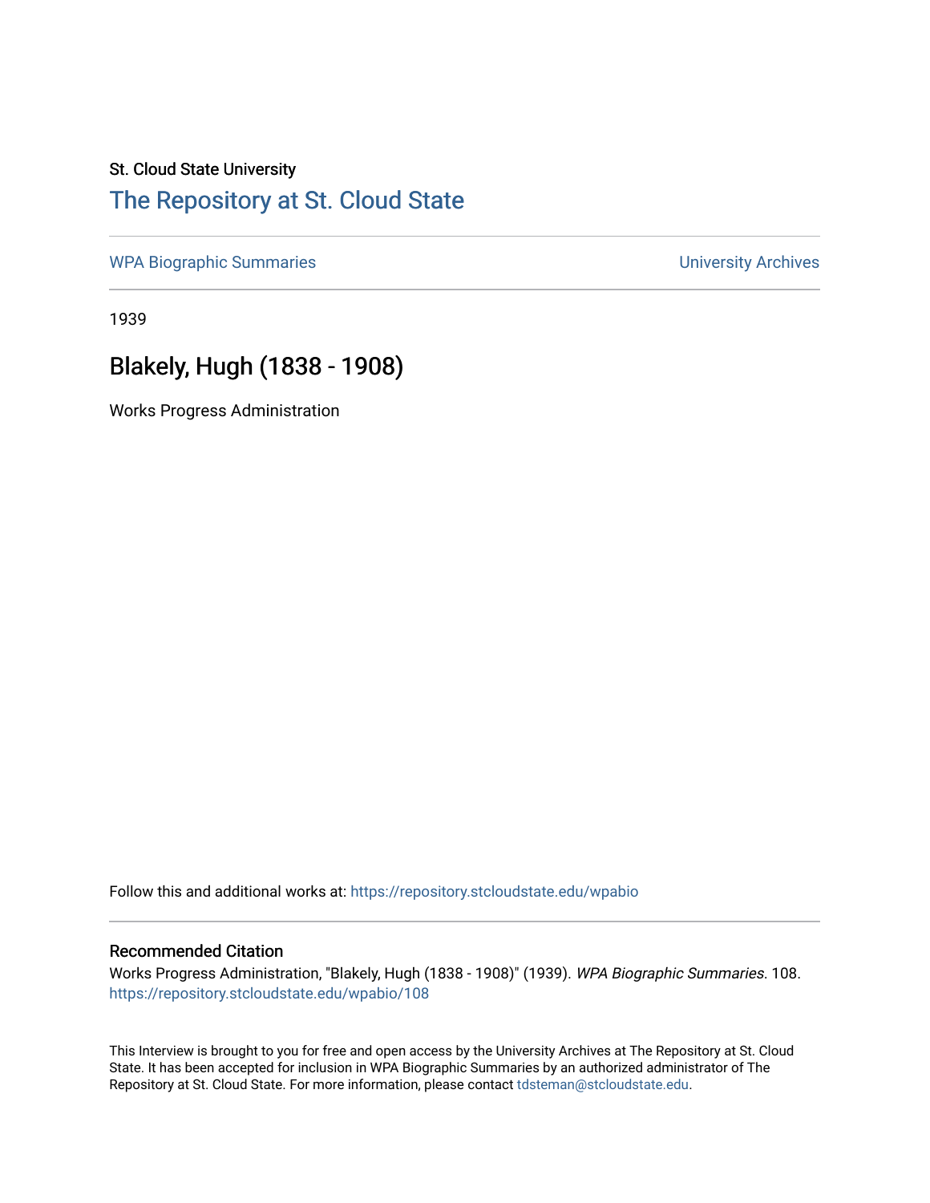St. Cloud State University

# The Repository at St. Cloud State

WPA Biographic Summaries | University Archives

1939

## Blakely, Hugh (1838 - 1908)

Works Progress Administration

Follow this and additional works at: https://repository.stcloudstate.edu/wpabio

### Recommended Citation

Works Progress Administration, "Blakely, Hugh (1838 - 1908)" (1939). *WPA Biographic Summaries*. 108. https://repository.stcloudstate.edu/wpabio/108

This Interview is brought to you for free and open access by the University Archives at The Repository at St. Cloud State. It has been accepted for inclusion in WPA Biographic Summaries by an authorized administrator of The Repository at St. Cloud State. For more information, please contact tdsteman@stcloudstate.edu.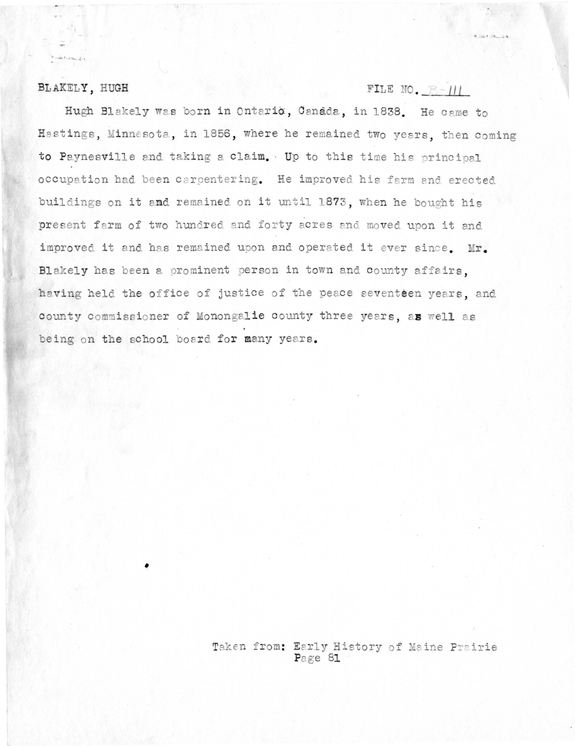BLAKELY, HUGH FILE NO. B-111

Hugh Blakely was born in Ontario, Canada, in 1838. He came to Hastings, Minnesota, in 1856, where he remained two years, then coming to Paynesville and taking a claim. Up to this time his principal occupation had been carpentering. He improved his farm and erected buildings on it and remained on it until 1873, when he bought his present farm of two hundred and forty acres and moved upon it and improved it and has remained upon and operated it ever since. Mr. Blakely has been a prominent person in town and county affairs, having held the office of justice of the peace seventeen years, and county commissioner of Monongalie county three years, as well as being on the school board for many years.

Taken from: Early History of Maine Prairie
Page 81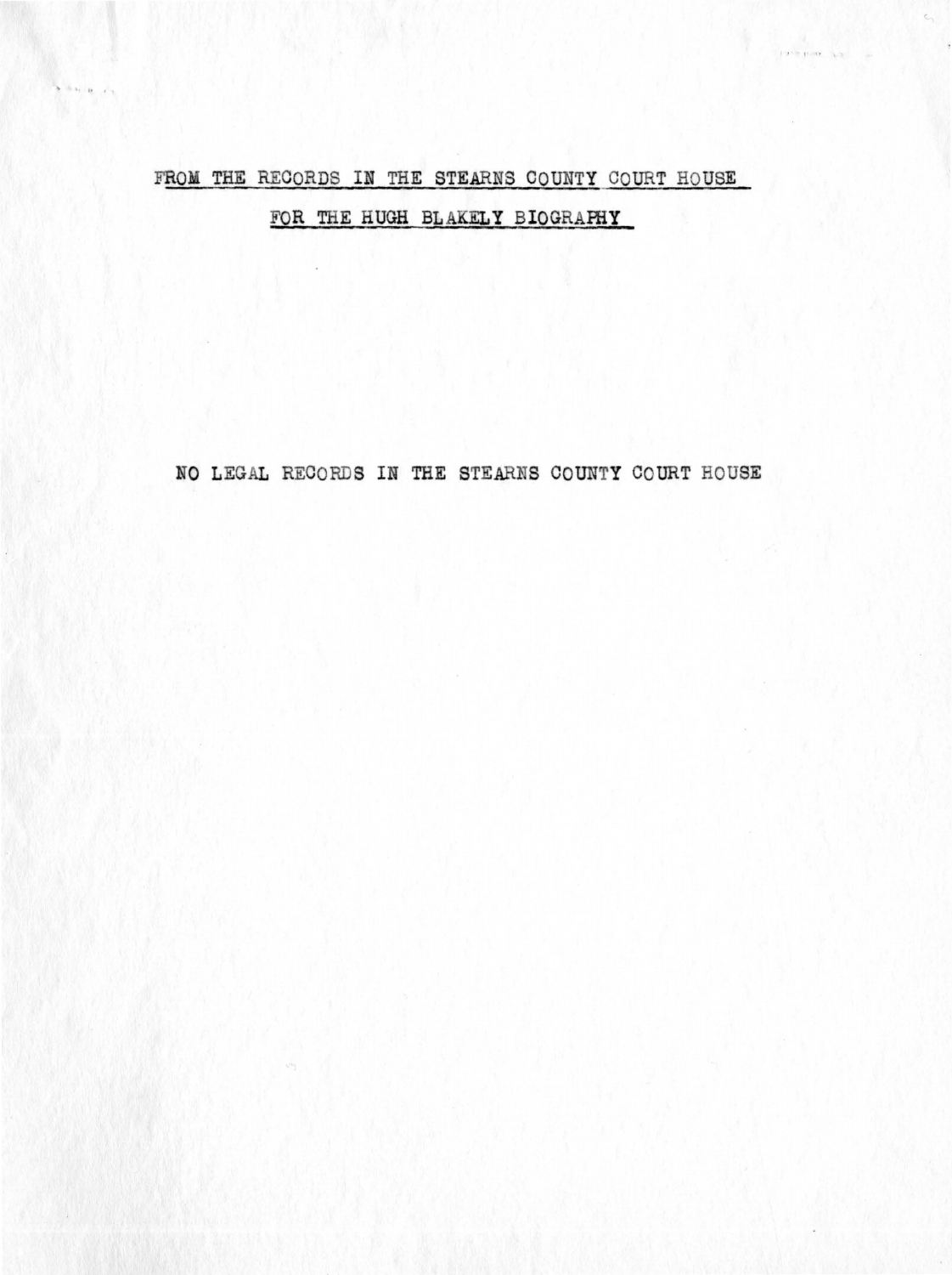# FROM THE RECORDS IN THE STEARNS COUNTY COURT HOUSE

## FOR THE HUGH BLAKELY BIOGRAPHY

NO LEGAL RECORDS IN THE STEARNS COUNTY COURT HOUSE